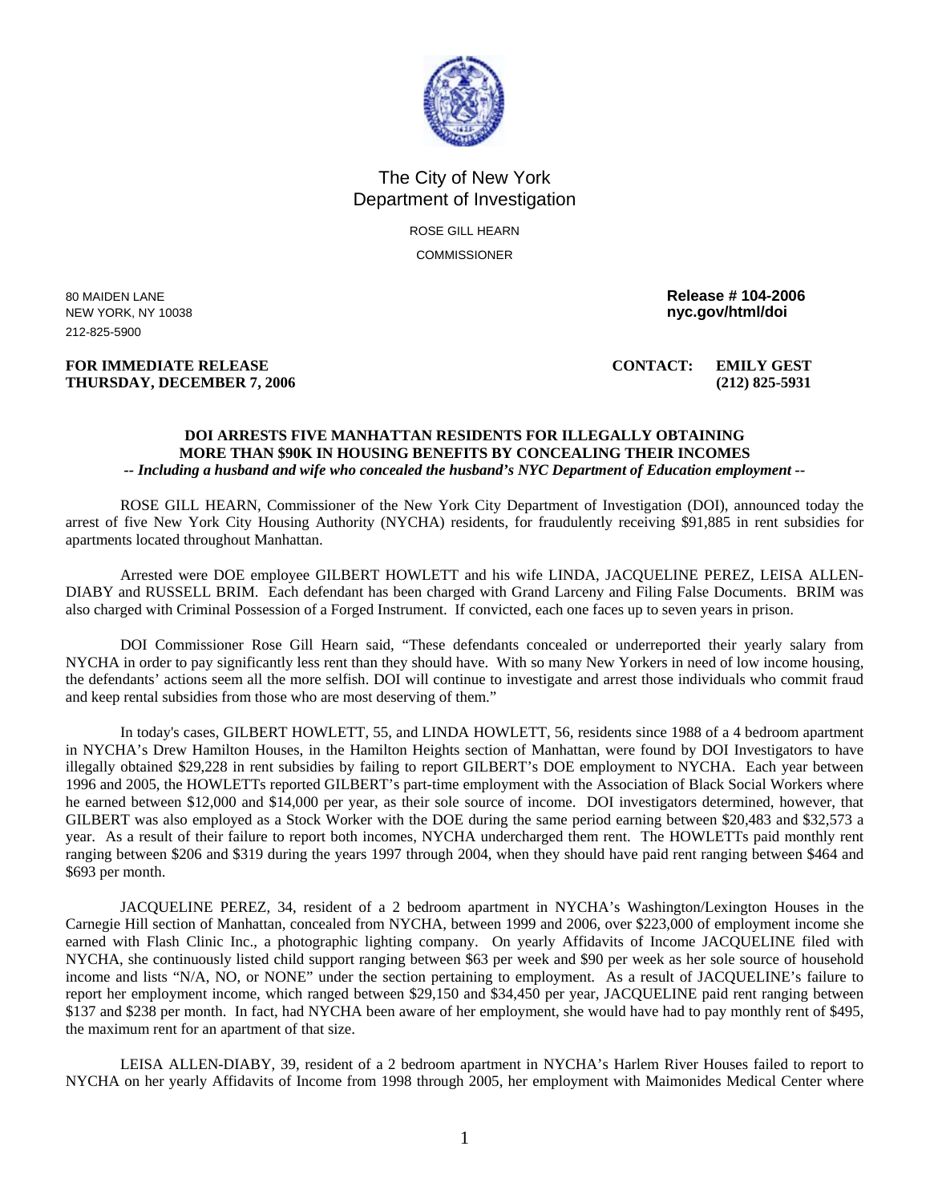The City of New York
Department of Investigation

ROSE GILL HEARN

COMMISSIONER

80 MAIDEN LANE
NEW YORK, NY 10038
212-825-5900

**Release # 104-2006**
**nyc.gov/html/doi**

**FOR IMMEDIATE RELEASE**
**THURSDAY, DECEMBER 7, 2006**

**CONTACT: EMILY GEST**
**(212) 825-5931**

**DOI ARRESTS FIVE MANHATTAN RESIDENTS FOR ILLEGALLY OBTAINING MORE THAN $90K IN HOUSING BENEFITS BY CONCEALING THEIR INCOMES**
***-- Including a husband and wife who concealed the husband's NYC Department of Education employment --***

ROSE GILL HEARN, Commissioner of the New York City Department of Investigation (DOI), announced today the arrest of five New York City Housing Authority (NYCHA) residents, for fraudulently receiving $91,885 in rent subsidies for apartments located throughout Manhattan.

Arrested were DOE employee GILBERT HOWLETT and his wife LINDA, JACQUELINE PEREZ, LEISA ALLEN-DIABY and RUSSELL BRIM. Each defendant has been charged with Grand Larceny and Filing False Documents. BRIM was also charged with Criminal Possession of a Forged Instrument. If convicted, each one faces up to seven years in prison.

DOI Commissioner Rose Gill Hearn said, "These defendants concealed or underreported their yearly salary from NYCHA in order to pay significantly less rent than they should have. With so many New Yorkers in need of low income housing, the defendants' actions seem all the more selfish. DOI will continue to investigate and arrest those individuals who commit fraud and keep rental subsidies from those who are most deserving of them."

In today's cases, GILBERT HOWLETT, 55, and LINDA HOWLETT, 56, residents since 1988 of a 4 bedroom apartment in NYCHA's Drew Hamilton Houses, in the Hamilton Heights section of Manhattan, were found by DOI Investigators to have illegally obtained $29,228 in rent subsidies by failing to report GILBERT's DOE employment to NYCHA. Each year between 1996 and 2005, the HOWLETTs reported GILBERT's part-time employment with the Association of Black Social Workers where he earned between $12,000 and $14,000 per year, as their sole source of income. DOI investigators determined, however, that GILBERT was also employed as a Stock Worker with the DOE during the same period earning between $20,483 and $32,573 a year. As a result of their failure to report both incomes, NYCHA undercharged them rent. The HOWLETTs paid monthly rent ranging between $206 and $319 during the years 1997 through 2004, when they should have paid rent ranging between $464 and $693 per month.

JACQUELINE PEREZ, 34, resident of a 2 bedroom apartment in NYCHA's Washington/Lexington Houses in the Carnegie Hill section of Manhattan, concealed from NYCHA, between 1999 and 2006, over $223,000 of employment income she earned with Flash Clinic Inc., a photographic lighting company. On yearly Affidavits of Income JACQUELINE filed with NYCHA, she continuously listed child support ranging between $63 per week and $90 per week as her sole source of household income and lists "N/A, NO, or NONE" under the section pertaining to employment. As a result of JACQUELINE's failure to report her employment income, which ranged between $29,150 and $34,450 per year, JACQUELINE paid rent ranging between $137 and $238 per month. In fact, had NYCHA been aware of her employment, she would have had to pay monthly rent of $495, the maximum rent for an apartment of that size.

LEISA ALLEN-DIABY, 39, resident of a 2 bedroom apartment in NYCHA's Harlem River Houses failed to report to NYCHA on her yearly Affidavits of Income from 1998 through 2005, her employment with Maimonides Medical Center where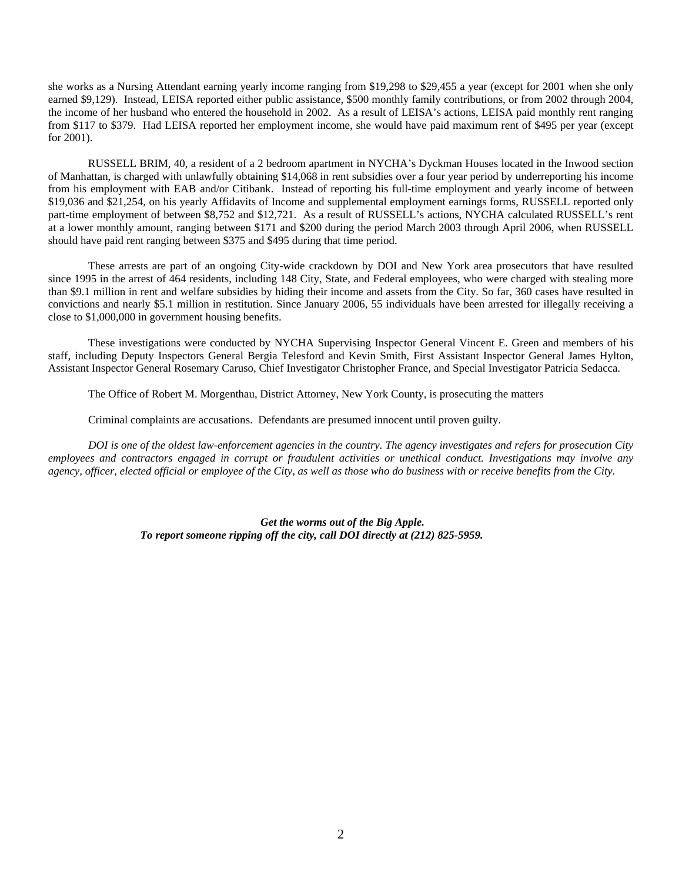she works as a Nursing Attendant earning yearly income ranging from $19,298 to $29,455 a year (except for 2001 when she only earned $9,129). Instead, LEISA reported either public assistance, $500 monthly family contributions, or from 2002 through 2004, the income of her husband who entered the household in 2002. As a result of LEISA's actions, LEISA paid monthly rent ranging from $117 to $379. Had LEISA reported her employment income, she would have paid maximum rent of $495 per year (except for 2001).

RUSSELL BRIM, 40, a resident of a 2 bedroom apartment in NYCHA's Dyckman Houses located in the Inwood section of Manhattan, is charged with unlawfully obtaining $14,068 in rent subsidies over a four year period by underreporting his income from his employment with EAB and/or Citibank. Instead of reporting his full-time employment and yearly income of between $19,036 and $21,254, on his yearly Affidavits of Income and supplemental employment earnings forms, RUSSELL reported only part-time employment of between $8,752 and $12,721. As a result of RUSSELL's actions, NYCHA calculated RUSSELL's rent at a lower monthly amount, ranging between $171 and $200 during the period March 2003 through April 2006, when RUSSELL should have paid rent ranging between $375 and $495 during that time period.

These arrests are part of an ongoing City-wide crackdown by DOI and New York area prosecutors that have resulted since 1995 in the arrest of 464 residents, including 148 City, State, and Federal employees, who were charged with stealing more than $9.1 million in rent and welfare subsidies by hiding their income and assets from the City. So far, 360 cases have resulted in convictions and nearly $5.1 million in restitution. Since January 2006, 55 individuals have been arrested for illegally receiving a close to $1,000,000 in government housing benefits.

These investigations were conducted by NYCHA Supervising Inspector General Vincent E. Green and members of his staff, including Deputy Inspectors General Bergia Telesford and Kevin Smith, First Assistant Inspector General James Hylton, Assistant Inspector General Rosemary Caruso, Chief Investigator Christopher France, and Special Investigator Patricia Sedacca.

The Office of Robert M. Morgenthau, District Attorney, New York County, is prosecuting the matters

Criminal complaints are accusations. Defendants are presumed innocent until proven guilty.

*DOI is one of the oldest law-enforcement agencies in the country. The agency investigates and refers for prosecution City employees and contractors engaged in corrupt or fraudulent activities or unethical conduct. Investigations may involve any agency, officer, elected official or employee of the City, as well as those who do business with or receive benefits from the City.*

***Get the worms out of the Big Apple.***
***To report someone ripping off the city, call DOI directly at (212) 825-5959.***